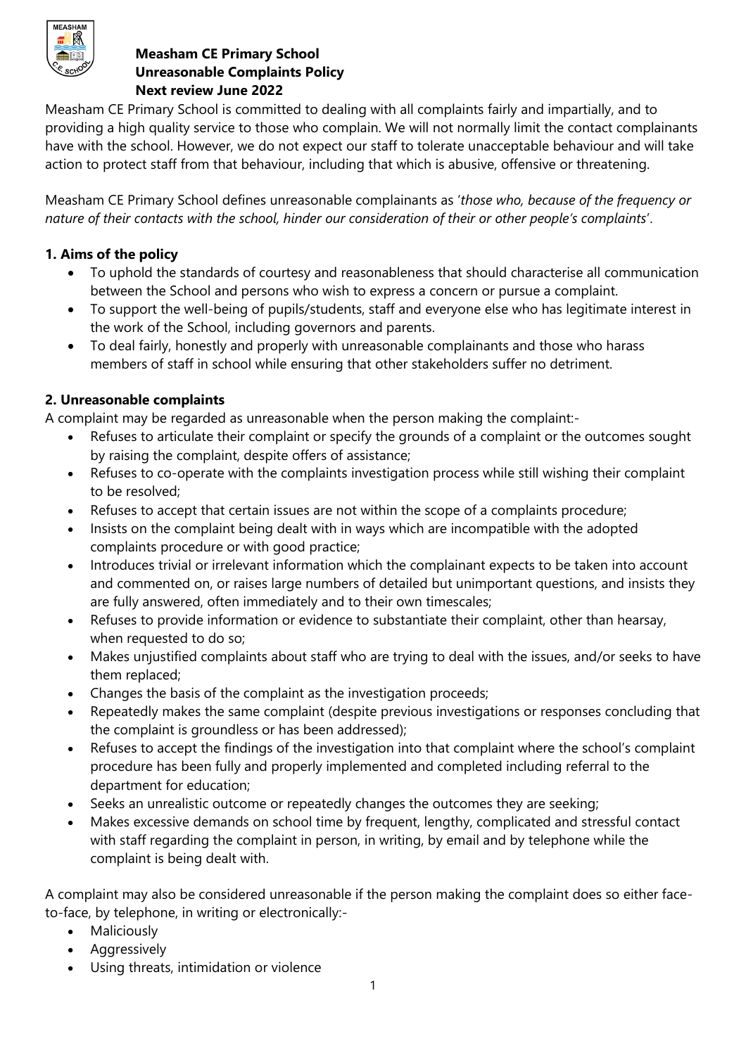**Measham CE Primary School**
**Unreasonable Complaints Policy**
**Next review June 2022**

Measham CE Primary School is committed to dealing with all complaints fairly and impartially, and to providing a high quality service to those who complain. We will not normally limit the contact complainants have with the school. However, we do not expect our staff to tolerate unacceptable behaviour and will take action to protect staff from that behaviour, including that which is abusive, offensive or threatening.

Measham CE Primary School defines unreasonable complainants as '*those who, because of the frequency or nature of their contacts with the school, hinder our consideration of their or other people's complaints*'.

### 1. Aims of the policy

- To uphold the standards of courtesy and reasonableness that should characterise all communication between the School and persons who wish to express a concern or pursue a complaint.
- To support the well-being of pupils/students, staff and everyone else who has legitimate interest in the work of the School, including governors and parents.
- To deal fairly, honestly and properly with unreasonable complainants and those who harass members of staff in school while ensuring that other stakeholders suffer no detriment.

### 2. Unreasonable complaints

A complaint may be regarded as unreasonable when the person making the complaint:-

- Refuses to articulate their complaint or specify the grounds of a complaint or the outcomes sought by raising the complaint, despite offers of assistance;
- Refuses to co-operate with the complaints investigation process while still wishing their complaint to be resolved;
- Refuses to accept that certain issues are not within the scope of a complaints procedure;
- Insists on the complaint being dealt with in ways which are incompatible with the adopted complaints procedure or with good practice;
- Introduces trivial or irrelevant information which the complainant expects to be taken into account and commented on, or raises large numbers of detailed but unimportant questions, and insists they are fully answered, often immediately and to their own timescales;
- Refuses to provide information or evidence to substantiate their complaint, other than hearsay, when requested to do so;
- Makes unjustified complaints about staff who are trying to deal with the issues, and/or seeks to have them replaced;
- Changes the basis of the complaint as the investigation proceeds;
- Repeatedly makes the same complaint (despite previous investigations or responses concluding that the complaint is groundless or has been addressed);
- Refuses to accept the findings of the investigation into that complaint where the school's complaint procedure has been fully and properly implemented and completed including referral to the department for education;
- Seeks an unrealistic outcome or repeatedly changes the outcomes they are seeking;
- Makes excessive demands on school time by frequent, lengthy, complicated and stressful contact with staff regarding the complaint in person, in writing, by email and by telephone while the complaint is being dealt with.

A complaint may also be considered unreasonable if the person making the complaint does so either face-to-face, by telephone, in writing or electronically:-

- Maliciously
- Aggressively
- Using threats, intimidation or violence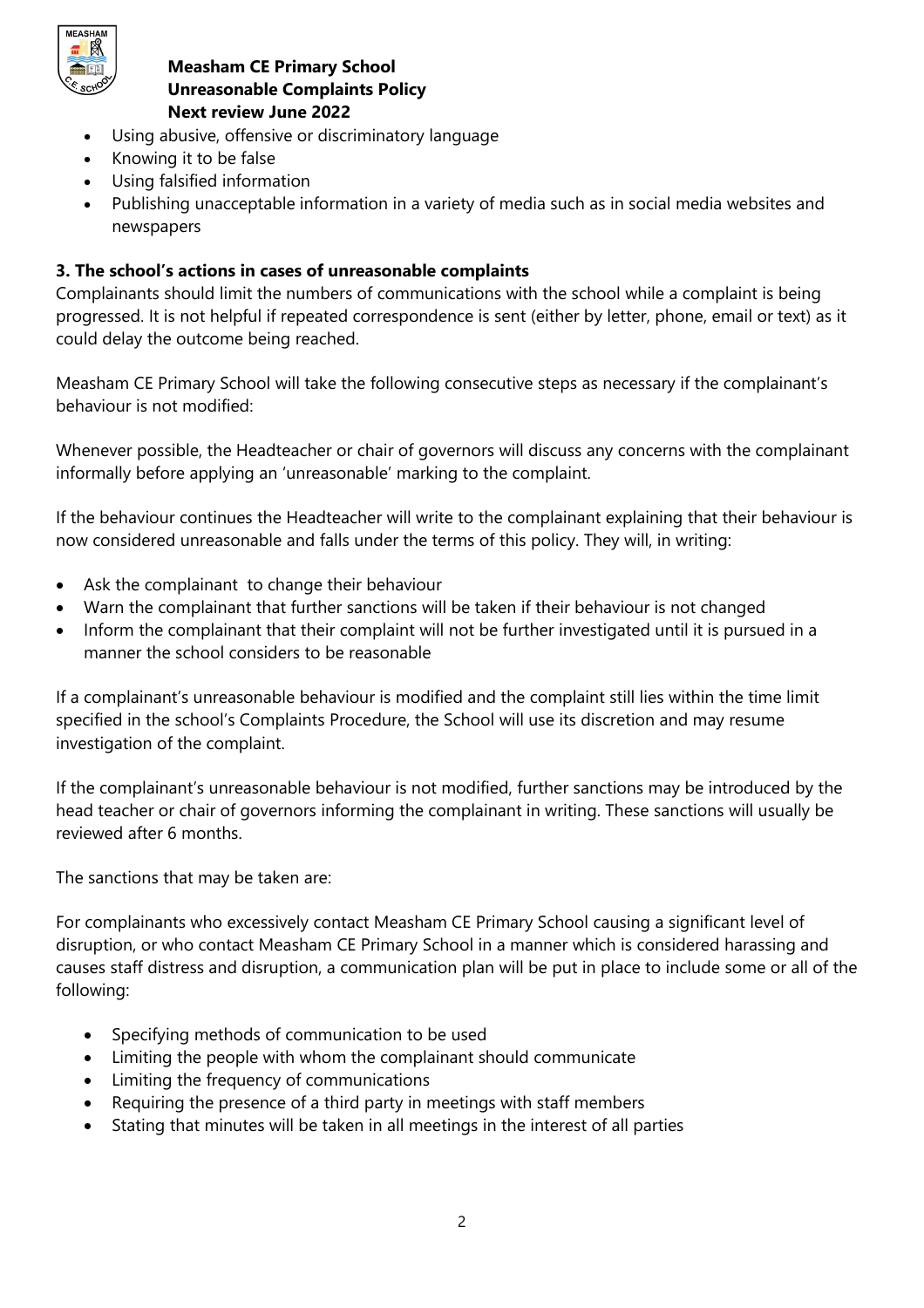- Using abusive, offensive or discriminatory language
- Knowing it to be false
- Using falsified information
- Publishing unacceptable information in a variety of media such as in social media websites and newspapers

**3. The school's actions in cases of unreasonable complaints**

Complainants should limit the numbers of communications with the school while a complaint is being progressed. It is not helpful if repeated correspondence is sent (either by letter, phone, email or text) as it could delay the outcome being reached.

Measham CE Primary School will take the following consecutive steps as necessary if the complainant's behaviour is not modified:

Whenever possible, the Headteacher or chair of governors will discuss any concerns with the complainant informally before applying an 'unreasonable' marking to the complaint.

If the behaviour continues the Headteacher will write to the complainant explaining that their behaviour is now considered unreasonable and falls under the terms of this policy. They will, in writing:

- Ask the complainant to change their behaviour
- Warn the complainant that further sanctions will be taken if their behaviour is not changed
- Inform the complainant that their complaint will not be further investigated until it is pursued in a manner the school considers to be reasonable

If a complainant's unreasonable behaviour is modified and the complaint still lies within the time limit specified in the school's Complaints Procedure, the School will use its discretion and may resume investigation of the complaint.

If the complainant's unreasonable behaviour is not modified, further sanctions may be introduced by the head teacher or chair of governors informing the complainant in writing. These sanctions will usually be reviewed after 6 months.

The sanctions that may be taken are:

For complainants who excessively contact Measham CE Primary School causing a significant level of disruption, or who contact Measham CE Primary School in a manner which is considered harassing and causes staff distress and disruption, a communication plan will be put in place to include some or all of the following:

- Specifying methods of communication to be used
- Limiting the people with whom the complainant should communicate
- Limiting the frequency of communications
- Requiring the presence of a third party in meetings with staff members
- Stating that minutes will be taken in all meetings in the interest of all parties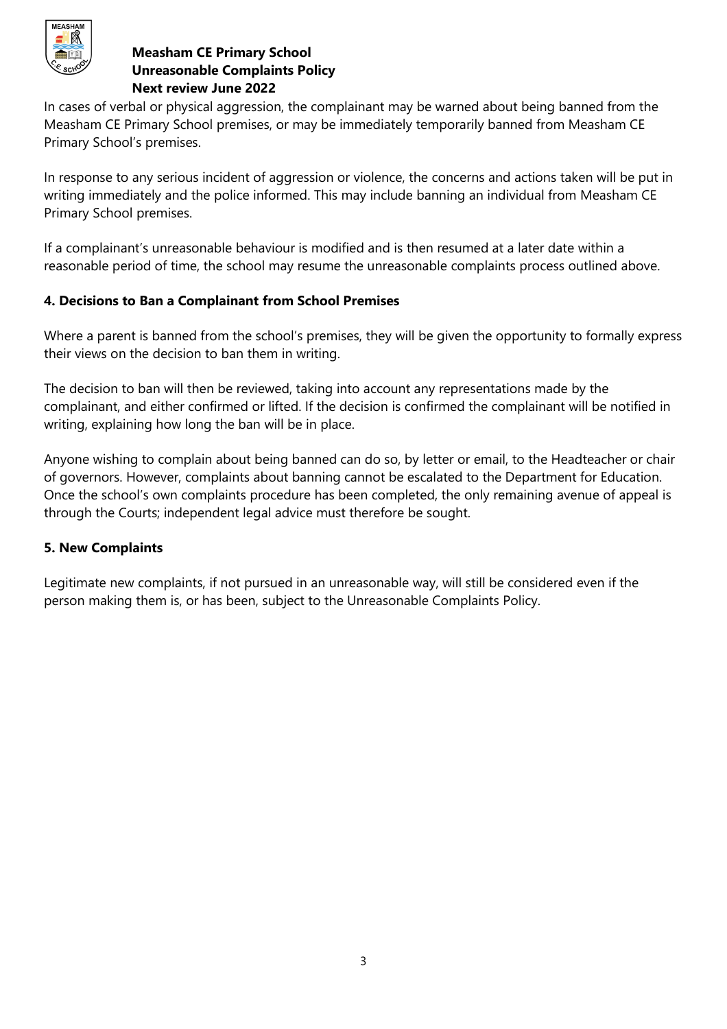In cases of verbal or physical aggression, the complainant may be warned about being banned from the Measham CE Primary School premises, or may be immediately temporarily banned from Measham CE Primary School's premises.

In response to any serious incident of aggression or violence, the concerns and actions taken will be put in writing immediately and the police informed. This may include banning an individual from Measham CE Primary School premises.

If a complainant's unreasonable behaviour is modified and is then resumed at a later date within a reasonable period of time, the school may resume the unreasonable complaints process outlined above.

## 4. Decisions to Ban a Complainant from School Premises

Where a parent is banned from the school's premises, they will be given the opportunity to formally express their views on the decision to ban them in writing.

The decision to ban will then be reviewed, taking into account any representations made by the complainant, and either confirmed or lifted. If the decision is confirmed the complainant will be notified in writing, explaining how long the ban will be in place.

Anyone wishing to complain about being banned can do so, by letter or email, to the Headteacher or chair of governors. However, complaints about banning cannot be escalated to the Department for Education. Once the school's own complaints procedure has been completed, the only remaining avenue of appeal is through the Courts; independent legal advice must therefore be sought.

## 5. New Complaints

Legitimate new complaints, if not pursued in an unreasonable way, will still be considered even if the person making them is, or has been, subject to the Unreasonable Complaints Policy.